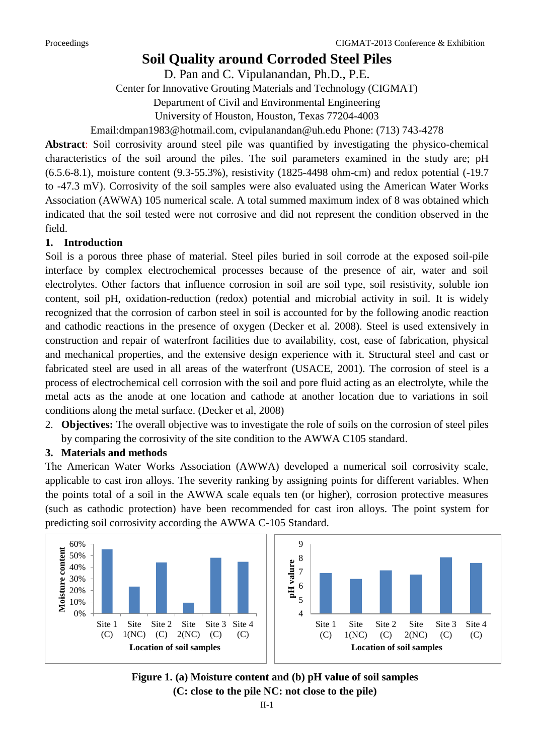# Soil Quality around Corroded Steel Piles

D. Pan and C. Vipulanandan, Ph.D., P.E.

Center for Innovative Grouting Materials and Technology (CIGMAT)

Department of Civil and Environmental Engineering

University of Houston, Houston, Texas 77204-4003

Email:dmpan1983@hotmail.com, cvipulanandan@uh.edu Phone: (713) 743-4278

**Abstract**: Soil corrosivity around steel pile was quantified by investigating the physico-chemical characteristics of the soil around the piles. The soil parameters examined in the study are; pH (6.5.6-8.1), moisture content (9.3-55.3%), resistivity (1825-4498 ohm-cm) and redox potential (-19.7 to -47.3 mV). Corrosivity of the soil samples were also evaluated using the American Water Works Association (AWWA) 105 numerical scale. A total summed maximum index of 8 was obtained which indicated that the soil tested were not corrosive and did not represent the condition observed in the field.

## 1. Introduction

Soil is a porous three phase of material. Steel piles buried in soil corrode at the exposed soil-pile interface by complex electrochemical processes because of the presence of air, water and soil electrolytes. Other factors that influence corrosion in soil are soil type, soil resistivity, soluble ion content, soil pH, oxidation-reduction (redox) potential and microbial activity in soil. It is widely recognized that the corrosion of carbon steel in soil is accounted for by the following anodic reaction and cathodic reactions in the presence of oxygen (Decker et al. 2008). Steel is used extensively in construction and repair of waterfront facilities due to availability, cost, ease of fabrication, physical and mechanical properties, and the extensive design experience with it. Structural steel and cast or fabricated steel are used in all areas of the waterfront (USACE, 2001). The corrosion of steel is a process of electrochemical cell corrosion with the soil and pore fluid acting as an electrolyte, while the metal acts as the anode at one location and cathode at another location due to variations in soil conditions along the metal surface. (Decker et al, 2008)

2. **Objectives:** The overall objective was to investigate the role of soils on the corrosion of steel piles by comparing the corrosivity of the site condition to the AWWA C105 standard.

## 3. Materials and methods

The American Water Works Association (AWWA) developed a numerical soil corrosivity scale, applicable to cast iron alloys. The severity ranking by assigning points for different variables. When the points total of a soil in the AWWA scale equals ten (or higher), corrosion protective measures (such as cathodic protection) have been recommended for cast iron alloys. The point system for predicting soil corrosivity according the AWWA C-105 Standard.

**Figure 1. (a) Moisture content and (b) pH value of soil samples (C: close to the pile NC: not close to the pile)**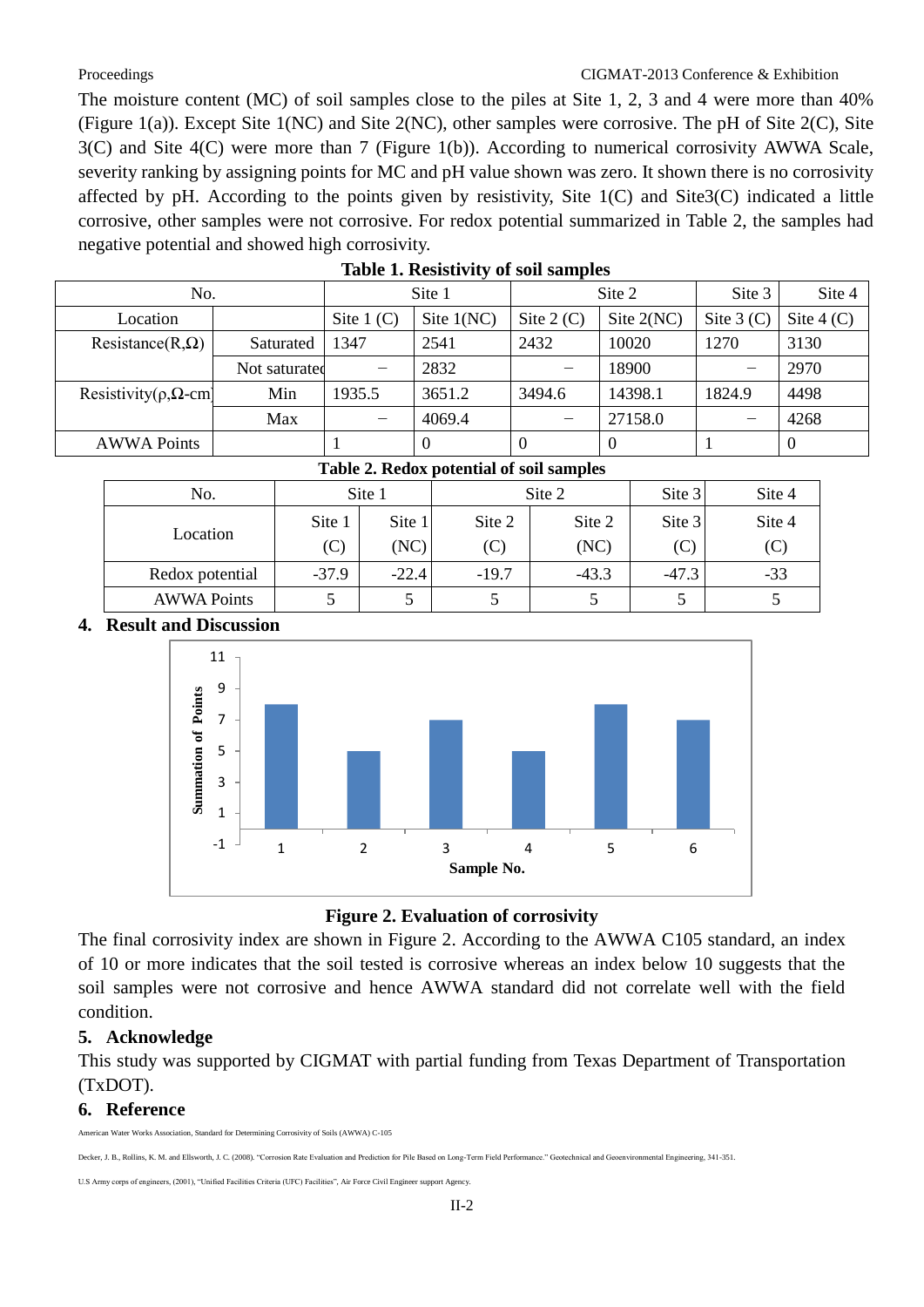The moisture content (MC) of soil samples close to the piles at Site 1, 2, 3 and 4 were more than 40% (Figure 1(a)). Except Site 1(NC) and Site 2(NC), other samples were corrosive. The pH of Site 2(C), Site 3(C) and Site 4(C) were more than 7 (Figure 1(b)). According to numerical corrosivity AWWA Scale, severity ranking by assigning points for MC and pH value shown was zero. It shown there is no corrosivity affected by pH. According to the points given by resistivity, Site 1(C) and Site3(C) indicated a little corrosive, other samples were not corrosive. For redox potential summarized in Table 2, the samples had negative potential and showed high corrosivity.

**Table 1. Resistivity of soil samples**

| No. | | Site 1 | | Site 2 | | Site 3 | Site 4 |
|---|---|---|---|---|---|---|---|
| Location | | Site 1 (C) | Site 1(NC) | Site 2 (C) | Site 2(NC) | Site 3 (C) | Site 4 (C) |
| Resistance(R,Ω) | Saturated | 1347 | 2541 | 2432 | 10020 | 1270 | 3130 |
| | Not saturated | – | 2832 | – | 18900 | – | 2970 |
| Resistivity(ρ,Ω-cm) | Min | 1935.5 | 3651.2 | 3494.6 | 14398.1 | 1824.9 | 4498 |
| | Max | – | 4069.4 | – | 27158.0 | – | 4268 |
| AWWA Points | | 1 | 0 | 0 | 0 | 1 | 0 |

**Table 2. Redox potential of soil samples**

| No. | Site 1 | | Site 2 | | Site 3 | Site 4 |
|---|---|---|---|---|---|---|
| Location | Site 1 (C) | Site 1 (NC) | Site 2 (C) | Site 2 (NC) | Site 3 (C) | Site 4 (C) |
| Redox potential | -37.9 | -22.4 | -19.7 | -43.3 | -47.3 | -33 |
| AWWA Points | 5 | 5 | 5 | 5 | 5 | 5 |

## 4. Result and Discussion

Summation of Points

11
9
7
5
3
1
-1

1 2 3 4 5 6

Sample No.

**Figure 2. Evaluation of corrosivity**

The final corrosivity index are shown in Figure 2. According to the AWWA C105 standard, an index of 10 or more indicates that the soil tested is corrosive whereas an index below 10 suggests that the soil samples were not corrosive and hence AWWA standard did not correlate well with the field condition.

## 5. Acknowledge

This study was supported by CIGMAT with partial funding from Texas Department of Transportation (TxDOT).

## 6. Reference

American Water Works Association, Standard for Determining Corrosivity of Soils (AWWA) C-105

Decker, J. B., Rollins, K. M. and Ellsworth, J. C. (2008). "Corrosion Rate Evaluation and Prediction for Pile Based on Long-Term Field Performance." Geotechnical and Geoenvironmental Engineering, 341-351.

U.S Army corps of engineers, (2001), "Unified Facilities Criteria (UFC) Facilities", Air Force Civil Engineer support Agency.